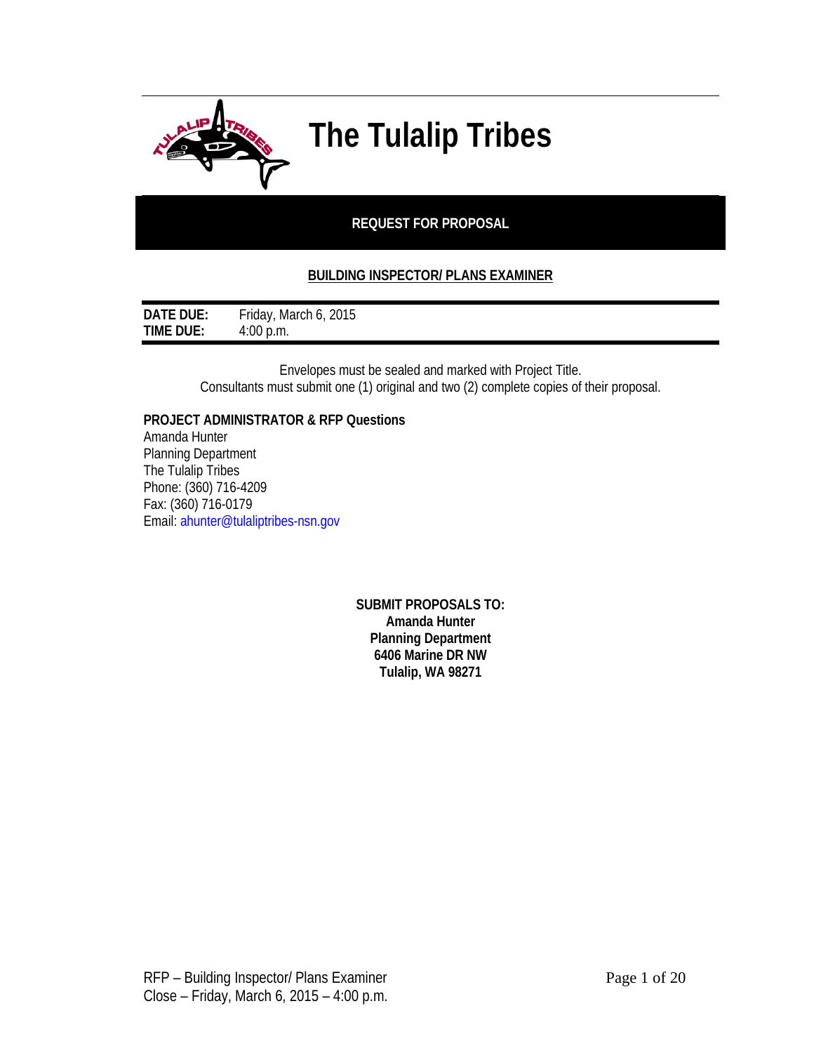# The Tulalip Tribes

## REQUEST FOR PROPOSAL

**BUILDING INSPECTOR/ PLANS EXAMINER**

| | |
|---|---|
| **DATE DUE:** | Friday, March 6, 2015 |
| **TIME DUE:** | 4:00 p.m. |

Envelopes must be sealed and marked with Project Title.
Consultants must submit one (1) original and two (2) complete copies of their proposal.

**PROJECT ADMINISTRATOR & RFP Questions**
Amanda Hunter
Planning Department
The Tulalip Tribes
Phone: (360) 716-4209
Fax: (360) 716-0179
Email: ahunter@tulaliptribes-nsn.gov

**SUBMIT PROPOSALS TO:**
**Amanda Hunter**
**Planning Department**
**6406 Marine DR NW**
**Tulalip, WA 98271**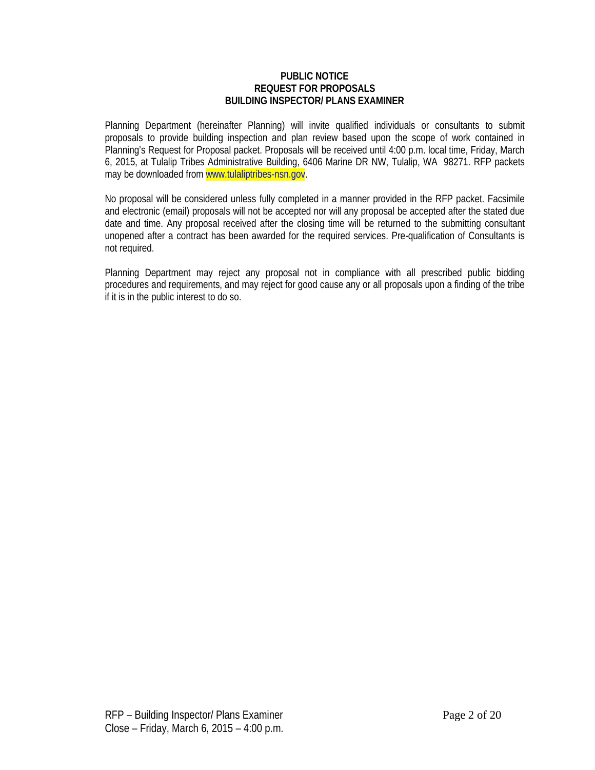**PUBLIC NOTICE**
**REQUEST FOR PROPOSALS**
**BUILDING INSPECTOR/ PLANS EXAMINER**

Planning Department (hereinafter Planning) will invite qualified individuals or consultants to submit proposals to provide building inspection and plan review based upon the scope of work contained in Planning's Request for Proposal packet. Proposals will be received until 4:00 p.m. local time, Friday, March 6, 2015, at Tulalip Tribes Administrative Building, 6406 Marine DR NW, Tulalip, WA 98271. RFP packets may be downloaded from www.tulaliptribes-nsn.gov.

No proposal will be considered unless fully completed in a manner provided in the RFP packet. Facsimile and electronic (email) proposals will not be accepted nor will any proposal be accepted after the stated due date and time. Any proposal received after the closing time will be returned to the submitting consultant unopened after a contract has been awarded for the required services. Pre-qualification of Consultants is not required.

Planning Department may reject any proposal not in compliance with all prescribed public bidding procedures and requirements, and may reject for good cause any or all proposals upon a finding of the tribe if it is in the public interest to do so.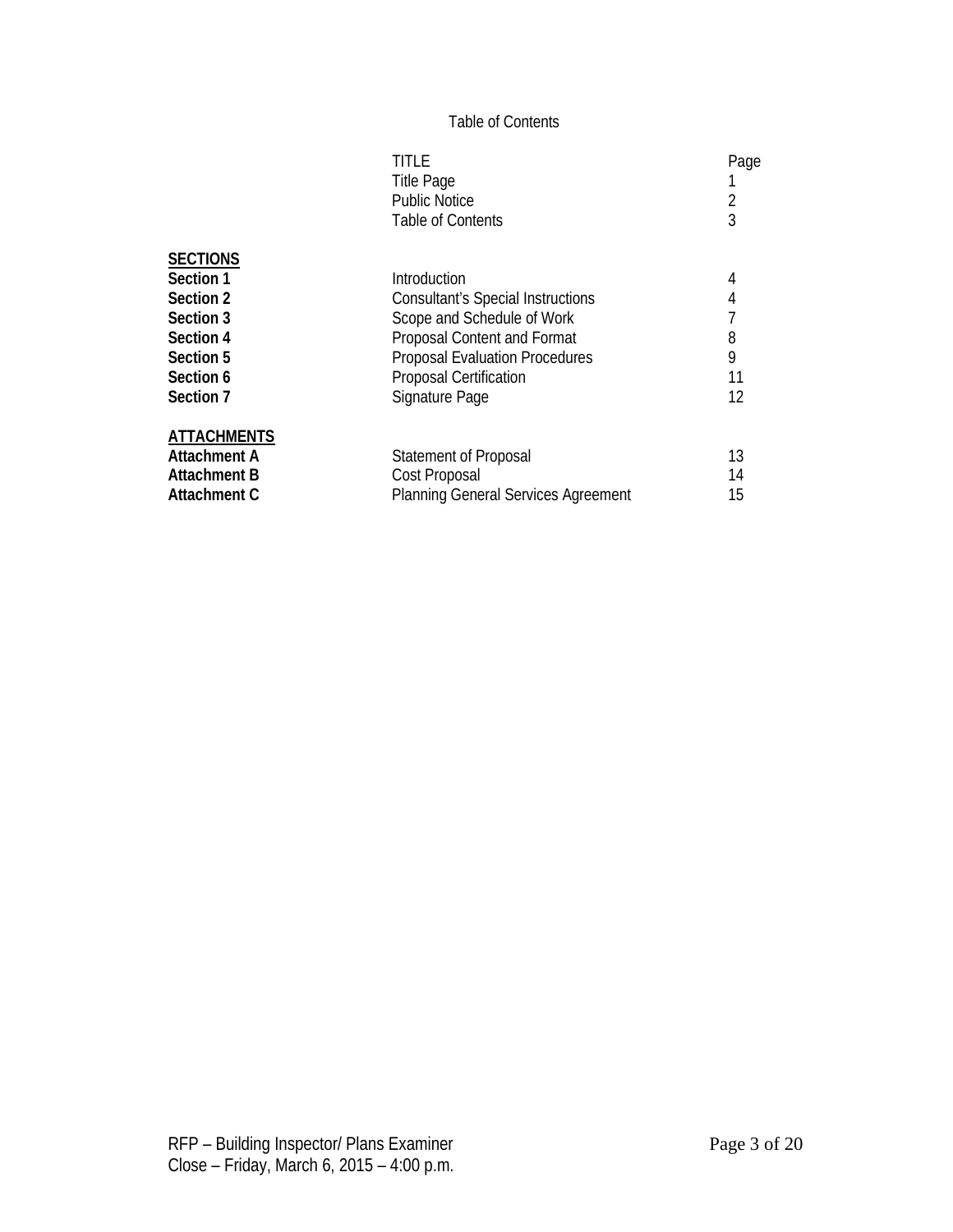# Table of Contents

| | TITLE | Page |
|---|---|---|
| | Title Page | 1 |
| | Public Notice | 2 |
| | Table of Contents | 3 |
| **SECTIONS** | | |
| **Section 1** | Introduction | 4 |
| **Section 2** | Consultant's Special Instructions | 4 |
| **Section 3** | Scope and Schedule of Work | 7 |
| **Section 4** | Proposal Content and Format | 8 |
| **Section 5** | Proposal Evaluation Procedures | 9 |
| **Section 6** | Proposal Certification | 11 |
| **Section 7** | Signature Page | 12 |
| **ATTACHMENTS** | | |
| **Attachment A** | Statement of Proposal | 13 |
| **Attachment B** | Cost Proposal | 14 |
| **Attachment C** | Planning General Services Agreement | 15 |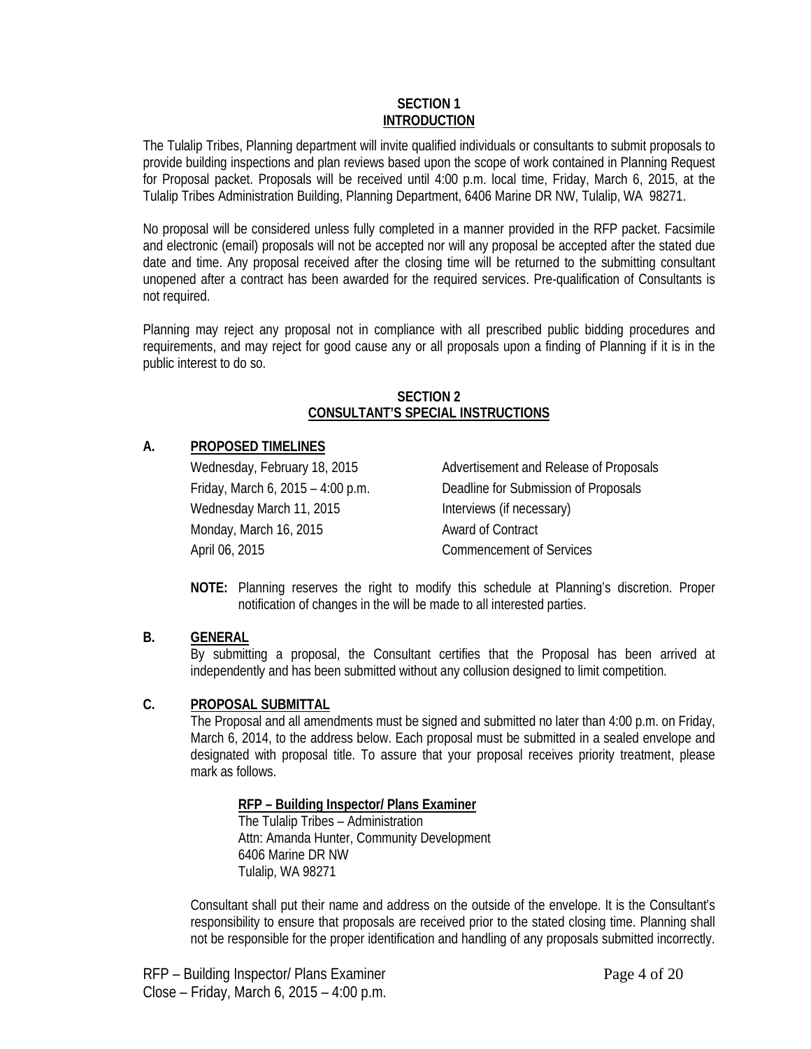## SECTION 1
## INTRODUCTION

The Tulalip Tribes, Planning department will invite qualified individuals or consultants to submit proposals to provide building inspections and plan reviews based upon the scope of work contained in Planning Request for Proposal packet. Proposals will be received until 4:00 p.m. local time, Friday, March 6, 2015, at the Tulalip Tribes Administration Building, Planning Department, 6406 Marine DR NW, Tulalip, WA 98271.

No proposal will be considered unless fully completed in a manner provided in the RFP packet. Facsimile and electronic (email) proposals will not be accepted nor will any proposal be accepted after the stated due date and time. Any proposal received after the closing time will be returned to the submitting consultant unopened after a contract has been awarded for the required services. Pre-qualification of Consultants is not required.

Planning may reject any proposal not in compliance with all prescribed public bidding procedures and requirements, and may reject for good cause any or all proposals upon a finding of Planning if it is in the public interest to do so.

## SECTION 2
## CONSULTANT'S SPECIAL INSTRUCTIONS

### A. PROPOSED TIMELINES

| | |
|---|---|
| Wednesday, February 18, 2015 | Advertisement and Release of Proposals |
| Friday, March 6, 2015 – 4:00 p.m. | Deadline for Submission of Proposals |
| Wednesday March 11, 2015 | Interviews (if necessary) |
| Monday, March 16, 2015 | Award of Contract |
| April 06, 2015 | Commencement of Services |

**NOTE:** Planning reserves the right to modify this schedule at Planning's discretion. Proper notification of changes in the will be made to all interested parties.

### B. GENERAL

By submitting a proposal, the Consultant certifies that the Proposal has been arrived at independently and has been submitted without any collusion designed to limit competition.

### C. PROPOSAL SUBMITTAL

The Proposal and all amendments must be signed and submitted no later than 4:00 p.m. on Friday, March 6, 2014, to the address below. Each proposal must be submitted in a sealed envelope and designated with proposal title. To assure that your proposal receives priority treatment, please mark as follows.

**RFP – Building Inspector/ Plans Examiner**
The Tulalip Tribes – Administration
Attn: Amanda Hunter, Community Development
6406 Marine DR NW
Tulalip, WA 98271

Consultant shall put their name and address on the outside of the envelope. It is the Consultant's responsibility to ensure that proposals are received prior to the stated closing time. Planning shall not be responsible for the proper identification and handling of any proposals submitted incorrectly.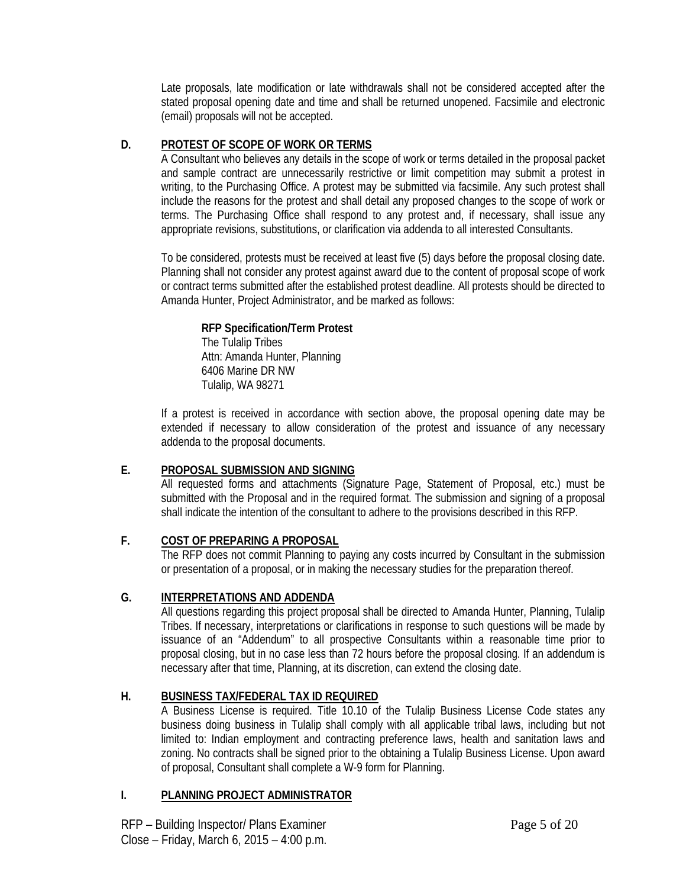Late proposals, late modification or late withdrawals shall not be considered accepted after the stated proposal opening date and time and shall be returned unopened. Facsimile and electronic (email) proposals will not be accepted.

## D. PROTEST OF SCOPE OF WORK OR TERMS

A Consultant who believes any details in the scope of work or terms detailed in the proposal packet and sample contract are unnecessarily restrictive or limit competition may submit a protest in writing, to the Purchasing Office. A protest may be submitted via facsimile. Any such protest shall include the reasons for the protest and shall detail any proposed changes to the scope of work or terms. The Purchasing Office shall respond to any protest and, if necessary, shall issue any appropriate revisions, substitutions, or clarification via addenda to all interested Consultants.

To be considered, protests must be received at least five (5) days before the proposal closing date. Planning shall not consider any protest against award due to the content of proposal scope of work or contract terms submitted after the established protest deadline. All protests should be directed to Amanda Hunter, Project Administrator, and be marked as follows:

**RFP Specification/Term Protest**
The Tulalip Tribes
Attn: Amanda Hunter, Planning
6406 Marine DR NW
Tulalip, WA 98271

If a protest is received in accordance with section above, the proposal opening date may be extended if necessary to allow consideration of the protest and issuance of any necessary addenda to the proposal documents.

## E. PROPOSAL SUBMISSION AND SIGNING

All requested forms and attachments (Signature Page, Statement of Proposal, etc.) must be submitted with the Proposal and in the required format. The submission and signing of a proposal shall indicate the intention of the consultant to adhere to the provisions described in this RFP.

## F. COST OF PREPARING A PROPOSAL

The RFP does not commit Planning to paying any costs incurred by Consultant in the submission or presentation of a proposal, or in making the necessary studies for the preparation thereof.

## G. INTERPRETATIONS AND ADDENDA

All questions regarding this project proposal shall be directed to Amanda Hunter, Planning, Tulalip Tribes. If necessary, interpretations or clarifications in response to such questions will be made by issuance of an "Addendum" to all prospective Consultants within a reasonable time prior to proposal closing, but in no case less than 72 hours before the proposal closing. If an addendum is necessary after that time, Planning, at its discretion, can extend the closing date.

## H. BUSINESS TAX/FEDERAL TAX ID REQUIRED

A Business License is required. Title 10.10 of the Tulalip Business License Code states any business doing business in Tulalip shall comply with all applicable tribal laws, including but not limited to: Indian employment and contracting preference laws, health and sanitation laws and zoning. No contracts shall be signed prior to the obtaining a Tulalip Business License. Upon award of proposal, Consultant shall complete a W-9 form for Planning.

## I. PLANNING PROJECT ADMINISTRATOR

RFP – Building Inspector/ Plans Examiner
Close – Friday, March 6, 2015 – 4:00 p.m.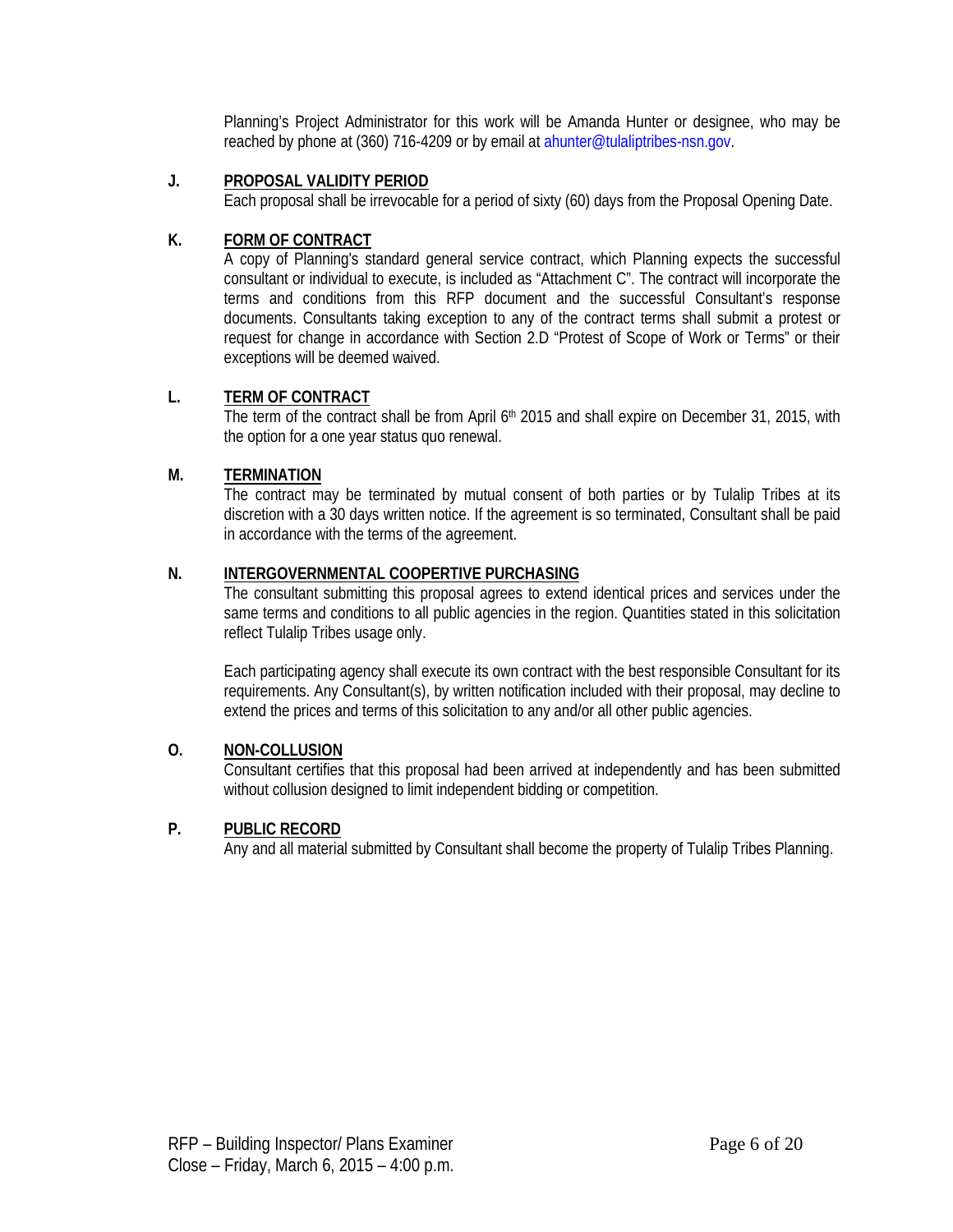Planning's Project Administrator for this work will be Amanda Hunter or designee, who may be reached by phone at (360) 716-4209 or by email at ahunter@tulaliptribes-nsn.gov.

**J. PROPOSAL VALIDITY PERIOD**

Each proposal shall be irrevocable for a period of sixty (60) days from the Proposal Opening Date.

**K. FORM OF CONTRACT**

A copy of Planning's standard general service contract, which Planning expects the successful consultant or individual to execute, is included as "Attachment C". The contract will incorporate the terms and conditions from this RFP document and the successful Consultant's response documents. Consultants taking exception to any of the contract terms shall submit a protest or request for change in accordance with Section 2.D "Protest of Scope of Work or Terms" or their exceptions will be deemed waived.

**L. TERM OF CONTRACT**

The term of the contract shall be from April 6th 2015 and shall expire on December 31, 2015, with the option for a one year status quo renewal.

**M. TERMINATION**

The contract may be terminated by mutual consent of both parties or by Tulalip Tribes at its discretion with a 30 days written notice. If the agreement is so terminated, Consultant shall be paid in accordance with the terms of the agreement.

**N. INTERGOVERNMENTAL COOPERTIVE PURCHASING**

The consultant submitting this proposal agrees to extend identical prices and services under the same terms and conditions to all public agencies in the region. Quantities stated in this solicitation reflect Tulalip Tribes usage only.

Each participating agency shall execute its own contract with the best responsible Consultant for its requirements. Any Consultant(s), by written notification included with their proposal, may decline to extend the prices and terms of this solicitation to any and/or all other public agencies.

**O. NON-COLLUSION**

Consultant certifies that this proposal had been arrived at independently and has been submitted without collusion designed to limit independent bidding or competition.

**P. PUBLIC RECORD**

Any and all material submitted by Consultant shall become the property of Tulalip Tribes Planning.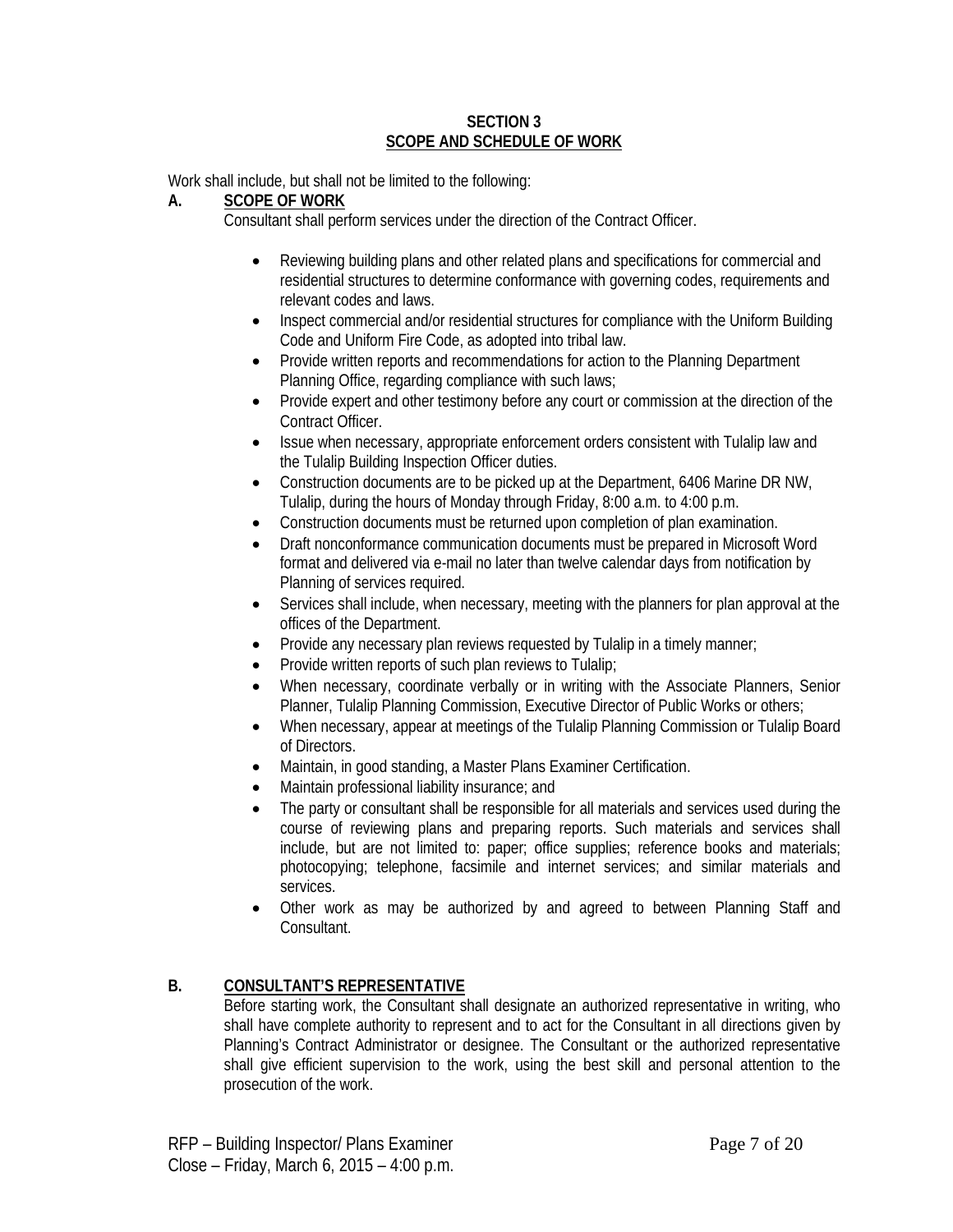## SECTION 3
## SCOPE AND SCHEDULE OF WORK

Work shall include, but shall not be limited to the following:

### A. SCOPE OF WORK

Consultant shall perform services under the direction of the Contract Officer.

- Reviewing building plans and other related plans and specifications for commercial and residential structures to determine conformance with governing codes, requirements and relevant codes and laws.
- Inspect commercial and/or residential structures for compliance with the Uniform Building Code and Uniform Fire Code, as adopted into tribal law.
- Provide written reports and recommendations for action to the Planning Department Planning Office, regarding compliance with such laws;
- Provide expert and other testimony before any court or commission at the direction of the Contract Officer.
- Issue when necessary, appropriate enforcement orders consistent with Tulalip law and the Tulalip Building Inspection Officer duties.
- Construction documents are to be picked up at the Department, 6406 Marine DR NW, Tulalip, during the hours of Monday through Friday, 8:00 a.m. to 4:00 p.m.
- Construction documents must be returned upon completion of plan examination.
- Draft nonconformance communication documents must be prepared in Microsoft Word format and delivered via e-mail no later than twelve calendar days from notification by Planning of services required.
- Services shall include, when necessary, meeting with the planners for plan approval at the offices of the Department.
- Provide any necessary plan reviews requested by Tulalip in a timely manner;
- Provide written reports of such plan reviews to Tulalip;
- When necessary, coordinate verbally or in writing with the Associate Planners, Senior Planner, Tulalip Planning Commission, Executive Director of Public Works or others;
- When necessary, appear at meetings of the Tulalip Planning Commission or Tulalip Board of Directors.
- Maintain, in good standing, a Master Plans Examiner Certification.
- Maintain professional liability insurance; and
- The party or consultant shall be responsible for all materials and services used during the course of reviewing plans and preparing reports. Such materials and services shall include, but are not limited to: paper; office supplies; reference books and materials; photocopying; telephone, facsimile and internet services; and similar materials and services.
- Other work as may be authorized by and agreed to between Planning Staff and Consultant.

### B. CONSULTANT'S REPRESENTATIVE

Before starting work, the Consultant shall designate an authorized representative in writing, who shall have complete authority to represent and to act for the Consultant in all directions given by Planning's Contract Administrator or designee. The Consultant or the authorized representative shall give efficient supervision to the work, using the best skill and personal attention to the prosecution of the work.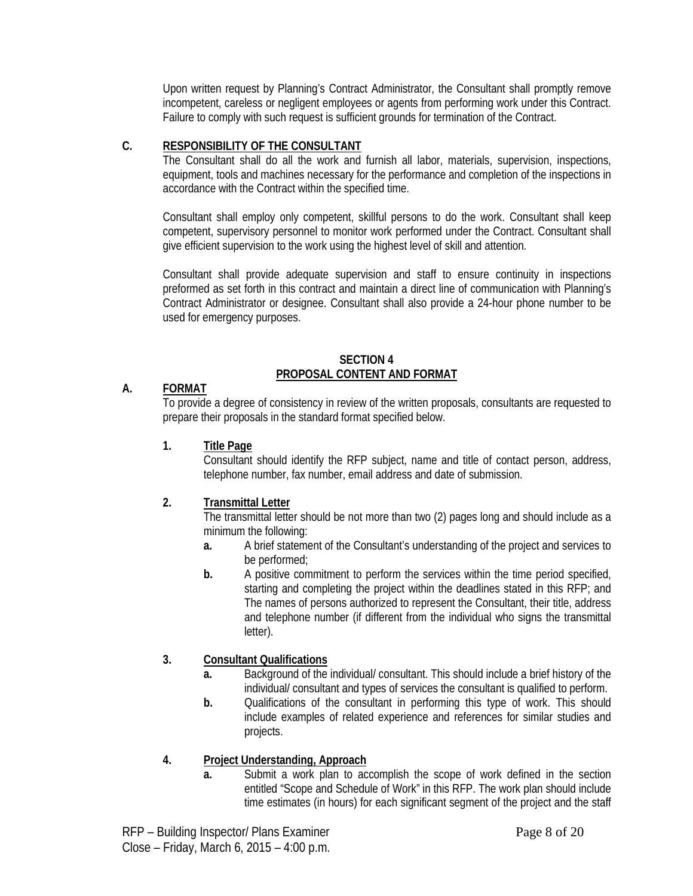Upon written request by Planning's Contract Administrator, the Consultant shall promptly remove incompetent, careless or negligent employees or agents from performing work under this Contract. Failure to comply with such request is sufficient grounds for termination of the Contract.

**C. RESPONSIBILITY OF THE CONSULTANT**

The Consultant shall do all the work and furnish all labor, materials, supervision, inspections, equipment, tools and machines necessary for the performance and completion of the inspections in accordance with the Contract within the specified time.

Consultant shall employ only competent, skillful persons to do the work. Consultant shall keep competent, supervisory personnel to monitor work performed under the Contract. Consultant shall give efficient supervision to the work using the highest level of skill and attention.

Consultant shall provide adequate supervision and staff to ensure continuity in inspections preformed as set forth in this contract and maintain a direct line of communication with Planning's Contract Administrator or designee. Consultant shall also provide a 24-hour phone number to be used for emergency purposes.

## SECTION 4
## PROPOSAL CONTENT AND FORMAT

**A. FORMAT**

To provide a degree of consistency in review of the written proposals, consultants are requested to prepare their proposals in the standard format specified below.

**1. Title Page**

Consultant should identify the RFP subject, name and title of contact person, address, telephone number, fax number, email address and date of submission.

**2. Transmittal Letter**

The transmittal letter should be not more than two (2) pages long and should include as a minimum the following:

- **a.** A brief statement of the Consultant's understanding of the project and services to be performed;
- **b.** A positive commitment to perform the services within the time period specified, starting and completing the project within the deadlines stated in this RFP; and The names of persons authorized to represent the Consultant, their title, address and telephone number (if different from the individual who signs the transmittal letter).

**3. Consultant Qualifications**

- **a.** Background of the individual/ consultant. This should include a brief history of the individual/ consultant and types of services the consultant is qualified to perform.
- **b.** Qualifications of the consultant in performing this type of work. This should include examples of related experience and references for similar studies and projects.

**4. Project Understanding, Approach**

- **a.** Submit a work plan to accomplish the scope of work defined in the section entitled "Scope and Schedule of Work" in this RFP. The work plan should include time estimates (in hours) for each significant segment of the project and the staff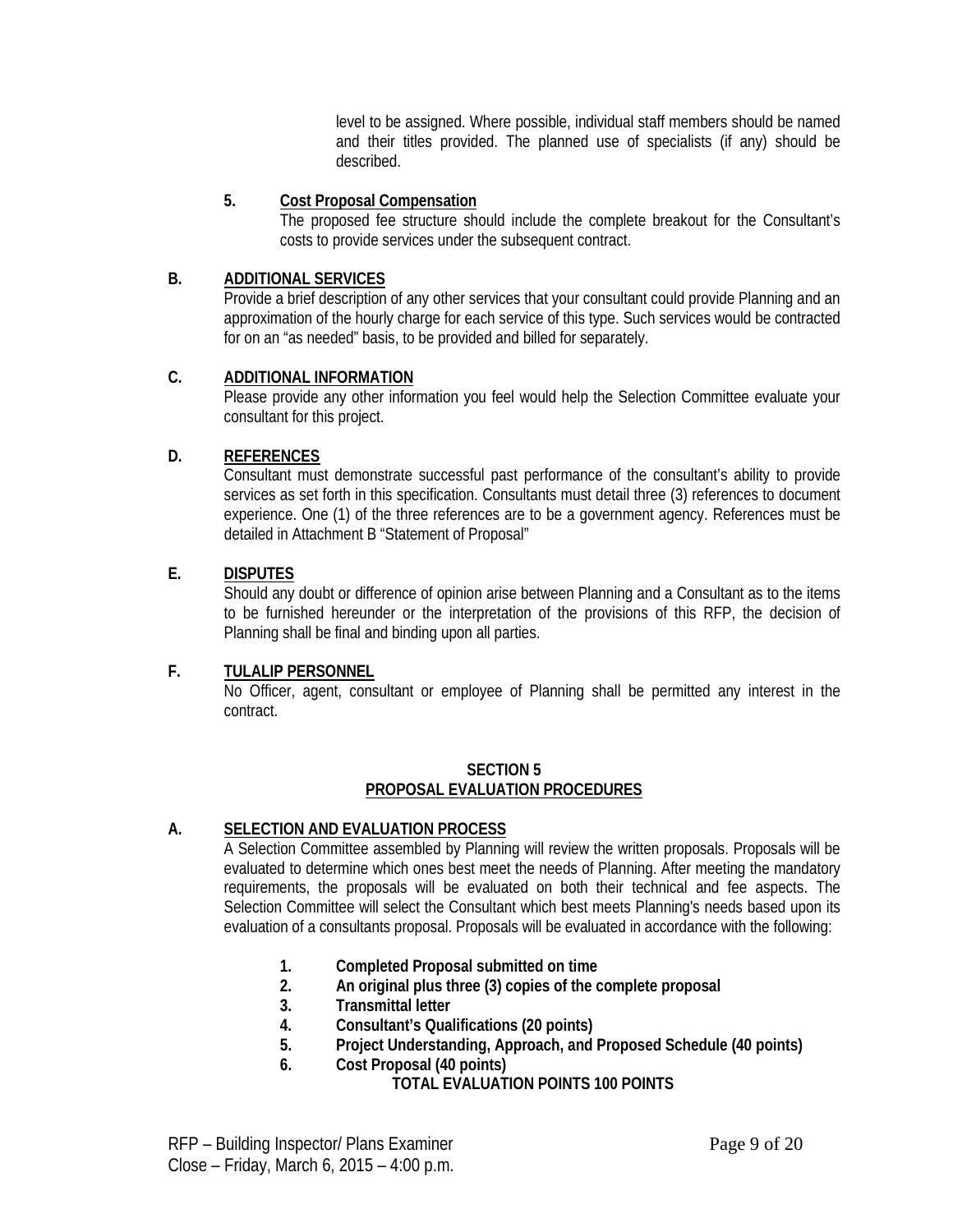level to be assigned. Where possible, individual staff members should be named and their titles provided. The planned use of specialists (if any) should be described.

**5. Cost Proposal Compensation**

The proposed fee structure should include the complete breakout for the Consultant's costs to provide services under the subsequent contract.

**B. ADDITIONAL SERVICES**

Provide a brief description of any other services that your consultant could provide Planning and an approximation of the hourly charge for each service of this type. Such services would be contracted for on an "as needed" basis, to be provided and billed for separately.

**C. ADDITIONAL INFORMATION**

Please provide any other information you feel would help the Selection Committee evaluate your consultant for this project.

**D. REFERENCES**

Consultant must demonstrate successful past performance of the consultant's ability to provide services as set forth in this specification. Consultants must detail three (3) references to document experience. One (1) of the three references are to be a government agency. References must be detailed in Attachment B "Statement of Proposal"

**E. DISPUTES**

Should any doubt or difference of opinion arise between Planning and a Consultant as to the items to be furnished hereunder or the interpretation of the provisions of this RFP, the decision of Planning shall be final and binding upon all parties.

**F. TULALIP PERSONNEL**

No Officer, agent, consultant or employee of Planning shall be permitted any interest in the contract.

## SECTION 5
## PROPOSAL EVALUATION PROCEDURES

**A. SELECTION AND EVALUATION PROCESS**

A Selection Committee assembled by Planning will review the written proposals. Proposals will be evaluated to determine which ones best meet the needs of Planning. After meeting the mandatory requirements, the proposals will be evaluated on both their technical and fee aspects. The Selection Committee will select the Consultant which best meets Planning's needs based upon its evaluation of a consultants proposal. Proposals will be evaluated in accordance with the following:

1. **Completed Proposal submitted on time**
2. **An original plus three (3) copies of the complete proposal**
3. **Transmittal letter**
4. **Consultant's Qualifications (20 points)**
5. **Project Understanding, Approach, and Proposed Schedule (40 points)**
6. **Cost Proposal (40 points)**

**TOTAL EVALUATION POINTS 100 POINTS**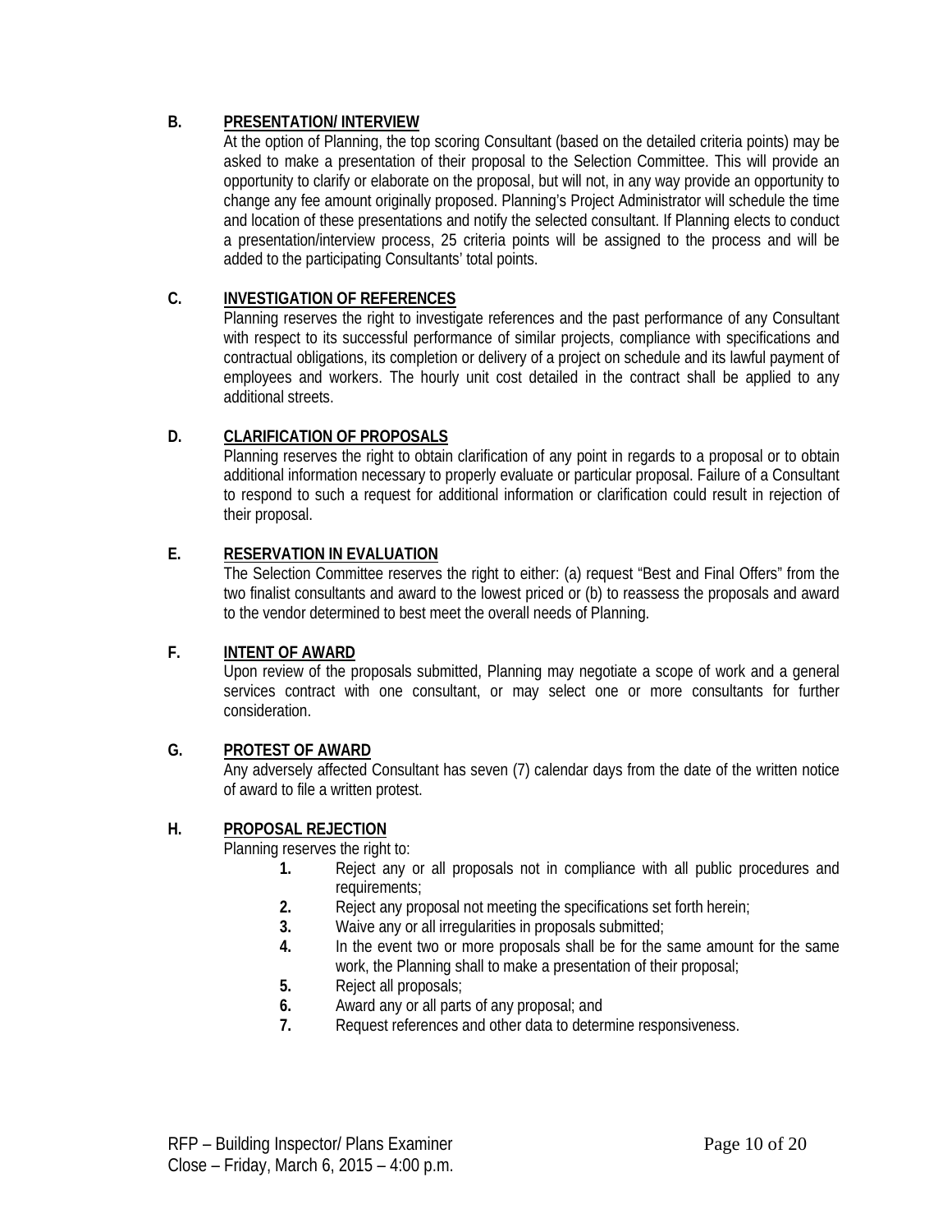### B. PRESENTATION/ INTERVIEW

At the option of Planning, the top scoring Consultant (based on the detailed criteria points) may be asked to make a presentation of their proposal to the Selection Committee. This will provide an opportunity to clarify or elaborate on the proposal, but will not, in any way provide an opportunity to change any fee amount originally proposed. Planning's Project Administrator will schedule the time and location of these presentations and notify the selected consultant. If Planning elects to conduct a presentation/interview process, 25 criteria points will be assigned to the process and will be added to the participating Consultants' total points.

### C. INVESTIGATION OF REFERENCES

Planning reserves the right to investigate references and the past performance of any Consultant with respect to its successful performance of similar projects, compliance with specifications and contractual obligations, its completion or delivery of a project on schedule and its lawful payment of employees and workers. The hourly unit cost detailed in the contract shall be applied to any additional streets.

### D. CLARIFICATION OF PROPOSALS

Planning reserves the right to obtain clarification of any point in regards to a proposal or to obtain additional information necessary to properly evaluate or particular proposal. Failure of a Consultant to respond to such a request for additional information or clarification could result in rejection of their proposal.

### E. RESERVATION IN EVALUATION

The Selection Committee reserves the right to either: (a) request "Best and Final Offers" from the two finalist consultants and award to the lowest priced or (b) to reassess the proposals and award to the vendor determined to best meet the overall needs of Planning.

### F. INTENT OF AWARD

Upon review of the proposals submitted, Planning may negotiate a scope of work and a general services contract with one consultant, or may select one or more consultants for further consideration.

### G. PROTEST OF AWARD

Any adversely affected Consultant has seven (7) calendar days from the date of the written notice of award to file a written protest.

### H. PROPOSAL REJECTION

Planning reserves the right to:

1. Reject any or all proposals not in compliance with all public procedures and requirements;
2. Reject any proposal not meeting the specifications set forth herein;
3. Waive any or all irregularities in proposals submitted;
4. In the event two or more proposals shall be for the same amount for the same work, the Planning shall to make a presentation of their proposal;
5. Reject all proposals;
6. Award any or all parts of any proposal; and
7. Request references and other data to determine responsiveness.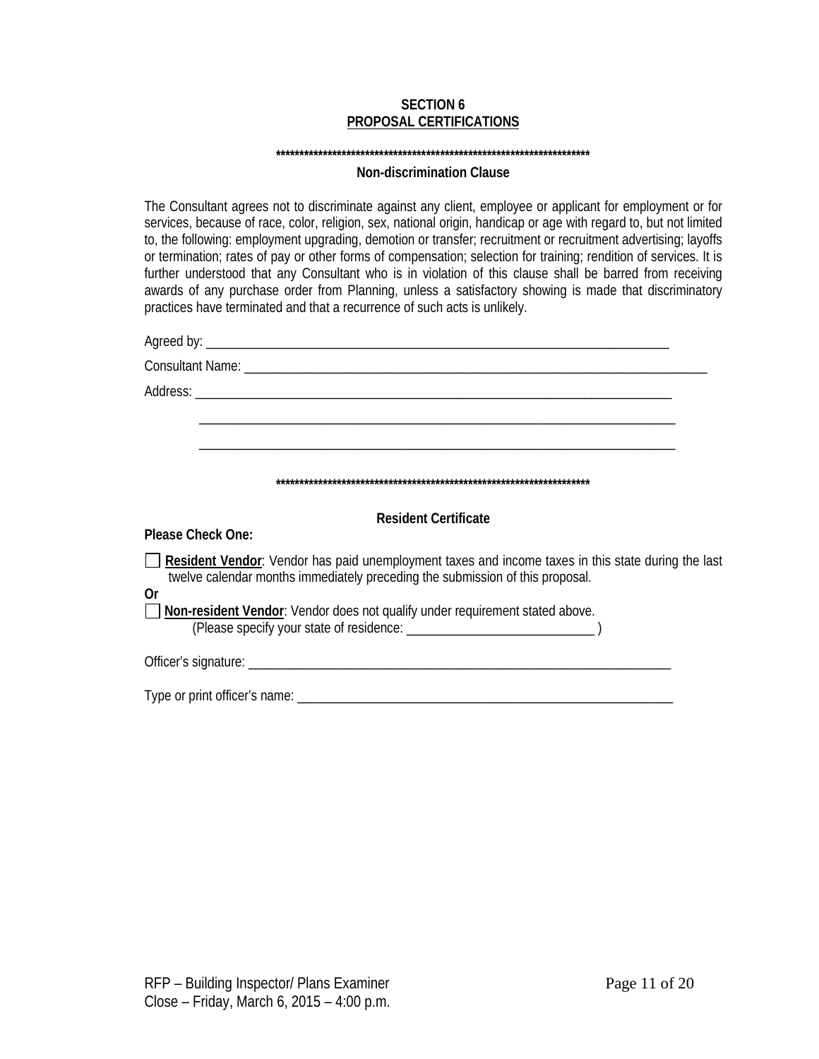## SECTION 6
## PROPOSAL CERTIFICATIONS

**********************************************************************

### Non-discrimination Clause

The Consultant agrees not to discriminate against any client, employee or applicant for employment or for services, because of race, color, religion, sex, national origin, handicap or age with regard to, but not limited to, the following: employment upgrading, demotion or transfer; recruitment or recruitment advertising; layoffs or termination; rates of pay or other forms of compensation; selection for training; rendition of services. It is further understood that any Consultant who is in violation of this clause shall be barred from receiving awards of any purchase order from Planning, unless a satisfactory showing is made that discriminatory practices have terminated and that a recurrence of such acts is unlikely.

Agreed by: ___________________________________________________________________

Consultant Name: _______________________________________________________________

Address: _____________________________________________________________________

_____________________________________________________________________

_____________________________________________________________________

**********************************************************************

### Resident Certificate

**Please Check One:**

☐ **Resident Vendor**: Vendor has paid unemployment taxes and income taxes in this state during the last twelve calendar months immediately preceding the submission of this proposal.

**Or**

☐ **Non-resident Vendor**: Vendor does not qualify under requirement stated above.
(Please specify your state of residence: ____________________________ )

Officer's signature: ________________________________________________________________

Type or print officer's name: _________________________________________________________

RFP – Building Inspector/ Plans Examiner
Close – Friday, March 6, 2015 – 4:00 p.m.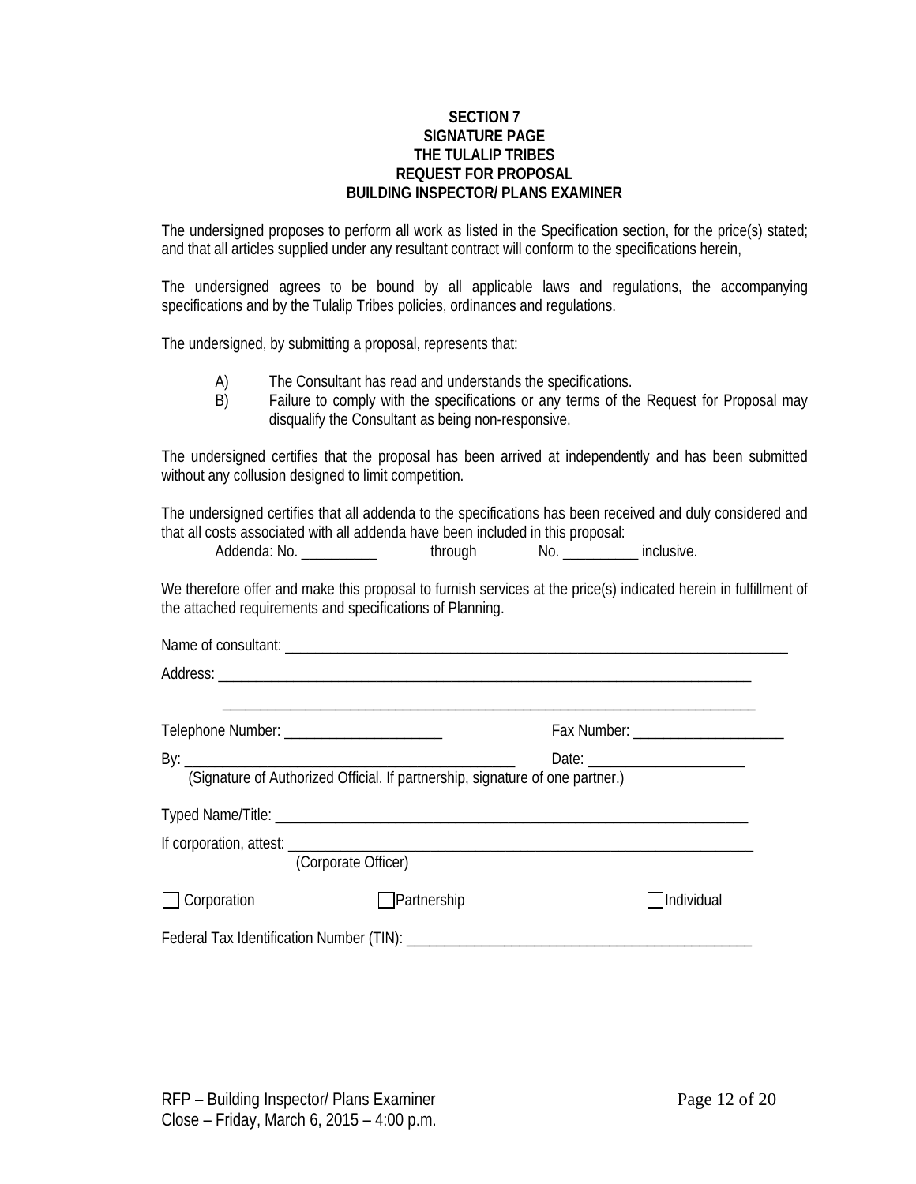**SECTION 7**
**SIGNATURE PAGE**
**THE TULALIP TRIBES**
**REQUEST FOR PROPOSAL**
**BUILDING INSPECTOR/ PLANS EXAMINER**

The undersigned proposes to perform all work as listed in the Specification section, for the price(s) stated; and that all articles supplied under any resultant contract will conform to the specifications herein,

The undersigned agrees to be bound by all applicable laws and regulations, the accompanying specifications and by the Tulalip Tribes policies, ordinances and regulations.

The undersigned, by submitting a proposal, represents that:

A) The Consultant has read and understands the specifications.
B) Failure to comply with the specifications or any terms of the Request for Proposal may disqualify the Consultant as being non-responsive.

The undersigned certifies that the proposal has been arrived at independently and has been submitted without any collusion designed to limit competition.

The undersigned certifies that all addenda to the specifications has been received and duly considered and that all costs associated with all addenda have been included in this proposal:

Addenda: No. __________ through No. __________ inclusive.

We therefore offer and make this proposal to furnish services at the price(s) indicated herein in fulfillment of the attached requirements and specifications of Planning.

Name of consultant: ______________________________________________________________________

Address: __________________________________________________________________________

__________________________________________________________________________

Telephone Number: _____________________ Fax Number: ____________________

By: _____________________________________________ Date: _____________________
(Signature of Authorized Official. If partnership, signature of one partner.)

Typed Name/Title: _________________________________________________________________

If corporation, attest: _______________________________________________________________
(Corporate Officer)

☐ Corporation ☐ Partnership ☐ Individual

Federal Tax Identification Number (TIN): _____________________________________________

RFP – Building Inspector/ Plans Examiner
Close – Friday, March 6, 2015 – 4:00 p.m.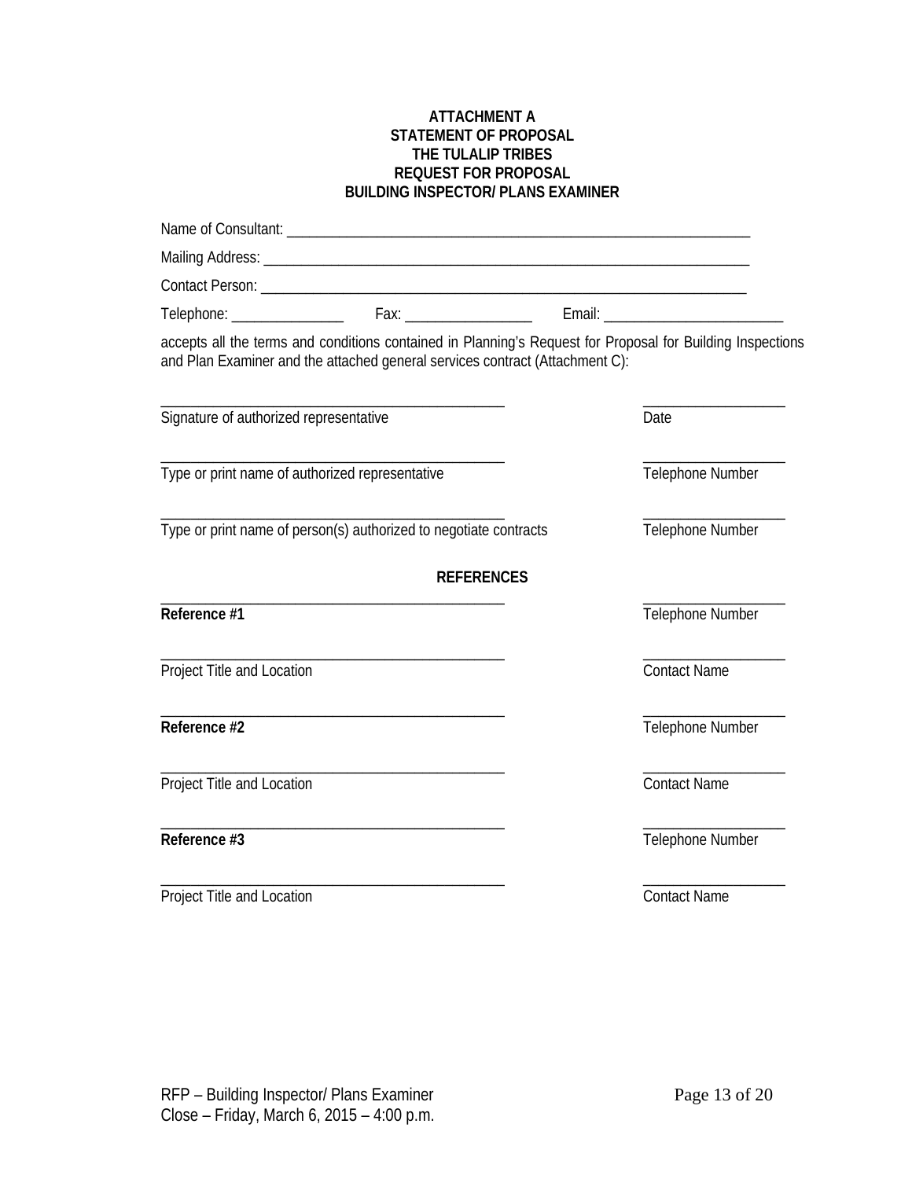**ATTACHMENT A**
**STATEMENT OF PROPOSAL**
**THE TULALIP TRIBES**
**REQUEST FOR PROPOSAL**
**BUILDING INSPECTOR/ PLANS EXAMINER**

Name of Consultant: ____________________________________________________________

Mailing Address: ______________________________________________________________

Contact Person: _______________________________________________________________

Telephone: _______________ Fax: _________________ Email: ________________________

accepts all the terms and conditions contained in Planning's Request for Proposal for Building Inspections and Plan Examiner and the attached general services contract (Attachment C):

_______________________________________________ ___________________
Signature of authorized representative Date

_______________________________________________ ___________________
Type or print name of authorized representative Telephone Number

_______________________________________________ ___________________
Type or print name of person(s) authorized to negotiate contracts Telephone Number

**REFERENCES**

_______________________________________________ ___________________
**Reference #1** Telephone Number

_______________________________________________ ___________________
Project Title and Location Contact Name

_______________________________________________ ___________________
**Reference #2** Telephone Number

_______________________________________________ ___________________
Project Title and Location Contact Name

_______________________________________________ ___________________
**Reference #3** Telephone Number

_______________________________________________ ___________________
Project Title and Location Contact Name

RFP – Building Inspector/ Plans Examiner
Close – Friday, March 6, 2015 – 4:00 p.m.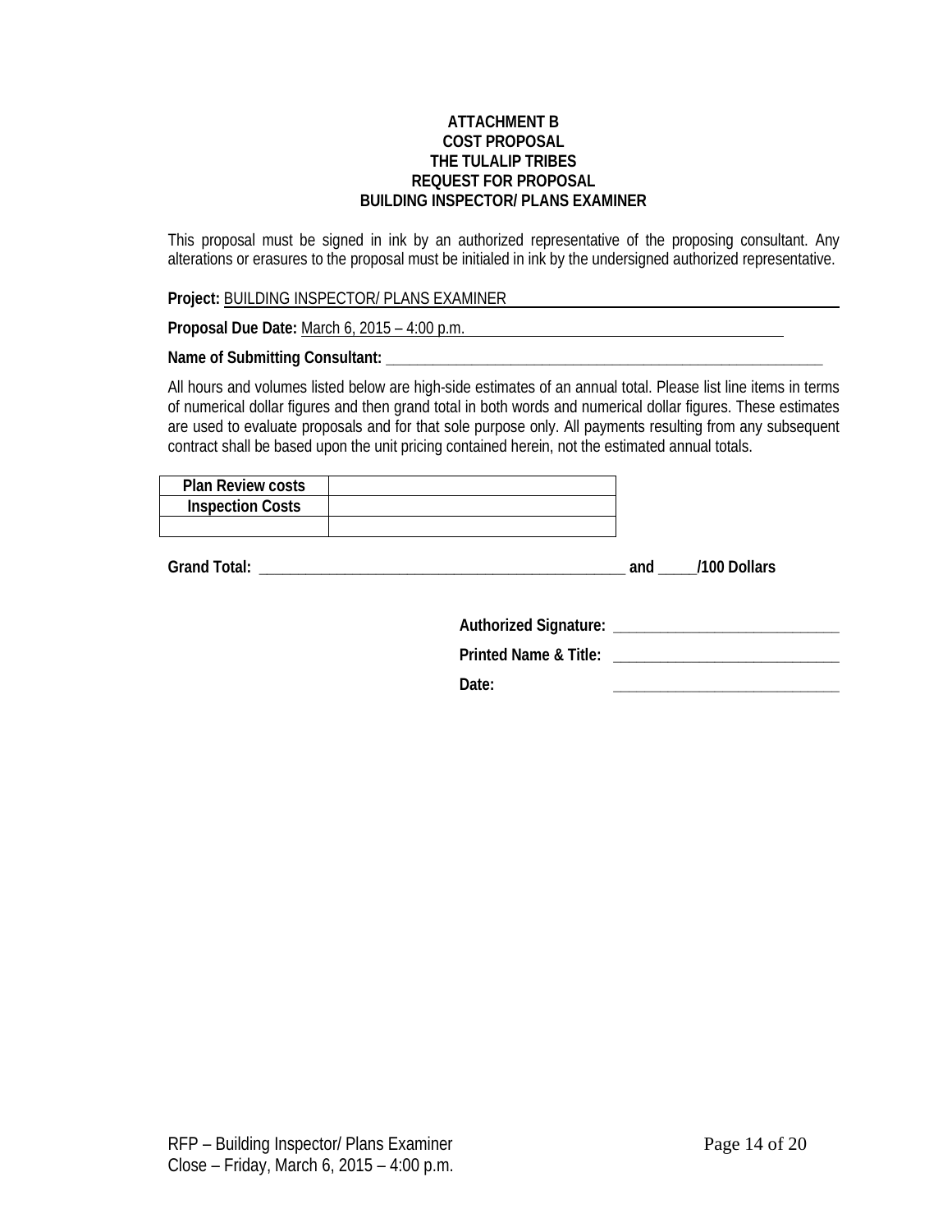**ATTACHMENT B**
**COST PROPOSAL**
**THE TULALIP TRIBES**
**REQUEST FOR PROPOSAL**
**BUILDING INSPECTOR/ PLANS EXAMINER**

This proposal must be signed in ink by an authorized representative of the proposing consultant. Any alterations or erasures to the proposal must be initialed in ink by the undersigned authorized representative.

**Project:** BUILDING INSPECTOR/ PLANS EXAMINER

**Proposal Due Date:** March 6, 2015 – 4:00 p.m.

**Name of Submitting Consultant:** ______________________________________________________

All hours and volumes listed below are high-side estimates of an annual total. Please list line items in terms of numerical dollar figures and then grand total in both words and numerical dollar figures. These estimates are used to evaluate proposals and for that sole purpose only. All payments resulting from any subsequent contract shall be based upon the unit pricing contained herein, not the estimated annual totals.

| **Plan Review costs** | |
|---|---|
| **Inspection Costs** | |
| | |

**Grand Total:** ______________________________________________ **and** _____**/100 Dollars**

**Authorized Signature:** ___________________________

**Printed Name & Title:** ___________________________

**Date:** ___________________________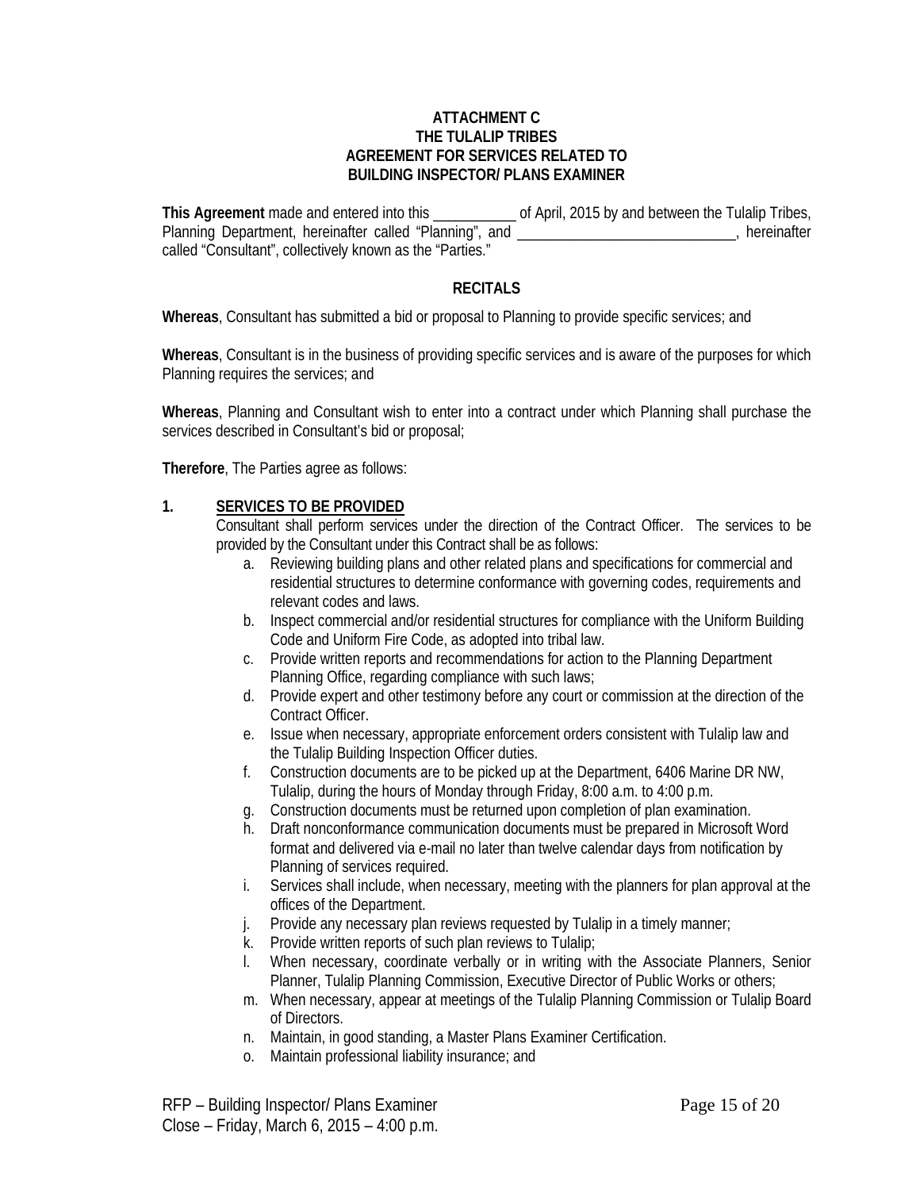**ATTACHMENT C**
**THE TULALIP TRIBES**
**AGREEMENT FOR SERVICES RELATED TO**
**BUILDING INSPECTOR/ PLANS EXAMINER**

**This Agreement** made and entered into this ___________ of April, 2015 by and between the Tulalip Tribes, Planning Department, hereinafter called "Planning", and _____________________________, hereinafter called "Consultant", collectively known as the "Parties."

**RECITALS**

**Whereas**, Consultant has submitted a bid or proposal to Planning to provide specific services; and

**Whereas**, Consultant is in the business of providing specific services and is aware of the purposes for which Planning requires the services; and

**Whereas**, Planning and Consultant wish to enter into a contract under which Planning shall purchase the services described in Consultant's bid or proposal;

**Therefore**, The Parties agree as follows:

**1. SERVICES TO BE PROVIDED**

Consultant shall perform services under the direction of the Contract Officer. The services to be provided by the Consultant under this Contract shall be as follows:

a. Reviewing building plans and other related plans and specifications for commercial and residential structures to determine conformance with governing codes, requirements and relevant codes and laws.
b. Inspect commercial and/or residential structures for compliance with the Uniform Building Code and Uniform Fire Code, as adopted into tribal law.
c. Provide written reports and recommendations for action to the Planning Department Planning Office, regarding compliance with such laws;
d. Provide expert and other testimony before any court or commission at the direction of the Contract Officer.
e. Issue when necessary, appropriate enforcement orders consistent with Tulalip law and the Tulalip Building Inspection Officer duties.
f. Construction documents are to be picked up at the Department, 6406 Marine DR NW, Tulalip, during the hours of Monday through Friday, 8:00 a.m. to 4:00 p.m.
g. Construction documents must be returned upon completion of plan examination.
h. Draft nonconformance communication documents must be prepared in Microsoft Word format and delivered via e-mail no later than twelve calendar days from notification by Planning of services required.
i. Services shall include, when necessary, meeting with the planners for plan approval at the offices of the Department.
j. Provide any necessary plan reviews requested by Tulalip in a timely manner;
k. Provide written reports of such plan reviews to Tulalip;
l. When necessary, coordinate verbally or in writing with the Associate Planners, Senior Planner, Tulalip Planning Commission, Executive Director of Public Works or others;
m. When necessary, appear at meetings of the Tulalip Planning Commission or Tulalip Board of Directors.
n. Maintain, in good standing, a Master Plans Examiner Certification.
o. Maintain professional liability insurance; and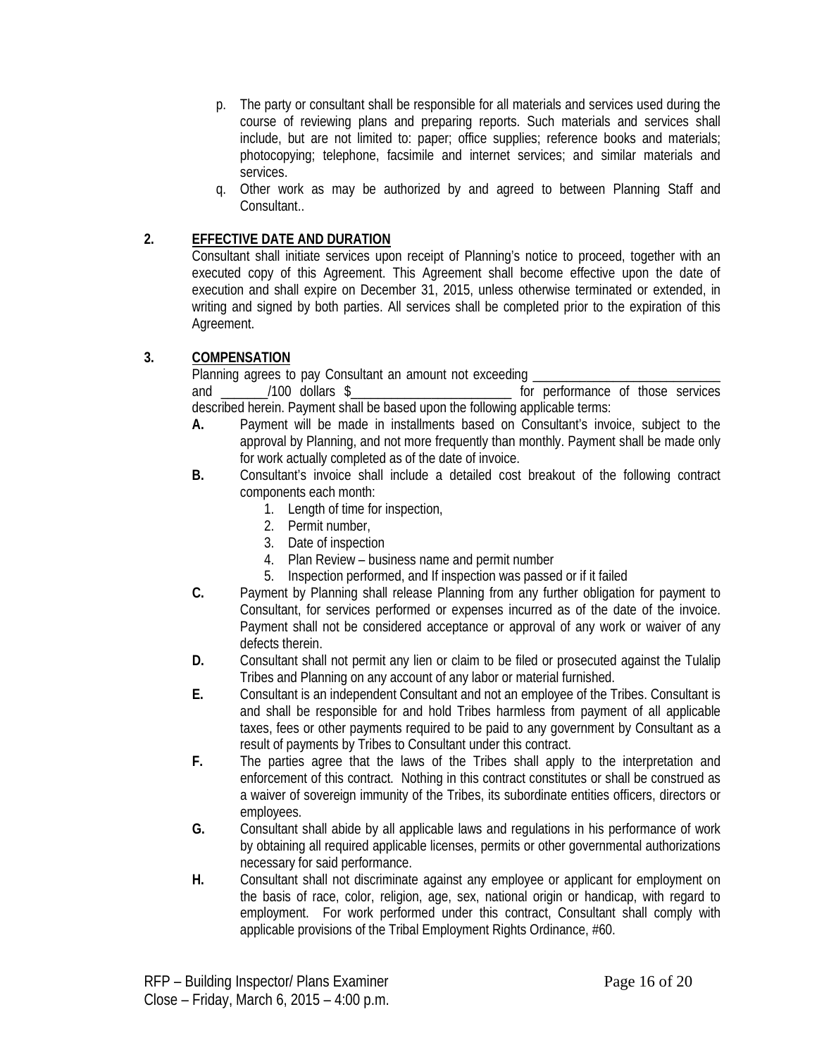p. The party or consultant shall be responsible for all materials and services used during the course of reviewing plans and preparing reports. Such materials and services shall include, but are not limited to: paper; office supplies; reference books and materials; photocopying; telephone, facsimile and internet services; and similar materials and services.

q. Other work as may be authorized by and agreed to between Planning Staff and Consultant..

**2. <u>EFFECTIVE DATE AND DURATION</u>**

Consultant shall initiate services upon receipt of Planning's notice to proceed, together with an executed copy of this Agreement. This Agreement shall become effective upon the date of execution and shall expire on December 31, 2015, unless otherwise terminated or extended, in writing and signed by both parties. All services shall be completed prior to the expiration of this Agreement.

**3. <u>COMPENSATION</u>**

Planning agrees to pay Consultant an amount not exceeding ___________________________ and _______/100 dollars $________________________ for performance of those services described herein. Payment shall be based upon the following applicable terms:

**A.** Payment will be made in installments based on Consultant's invoice, subject to the approval by Planning, and not more frequently than monthly. Payment shall be made only for work actually completed as of the date of invoice.

**B.** Consultant's invoice shall include a detailed cost breakout of the following contract components each month:

1. Length of time for inspection,
2. Permit number,
3. Date of inspection
4. Plan Review – business name and permit number
5. Inspection performed, and If inspection was passed or if it failed

**C.** Payment by Planning shall release Planning from any further obligation for payment to Consultant, for services performed or expenses incurred as of the date of the invoice. Payment shall not be considered acceptance or approval of any work or waiver of any defects therein.

**D.** Consultant shall not permit any lien or claim to be filed or prosecuted against the Tulalip Tribes and Planning on any account of any labor or material furnished.

**E.** Consultant is an independent Consultant and not an employee of the Tribes. Consultant is and shall be responsible for and hold Tribes harmless from payment of all applicable taxes, fees or other payments required to be paid to any government by Consultant as a result of payments by Tribes to Consultant under this contract.

**F.** The parties agree that the laws of the Tribes shall apply to the interpretation and enforcement of this contract. Nothing in this contract constitutes or shall be construed as a waiver of sovereign immunity of the Tribes, its subordinate entities officers, directors or employees.

**G.** Consultant shall abide by all applicable laws and regulations in his performance of work by obtaining all required applicable licenses, permits or other governmental authorizations necessary for said performance.

**H.** Consultant shall not discriminate against any employee or applicant for employment on the basis of race, color, religion, age, sex, national origin or handicap, with regard to employment. For work performed under this contract, Consultant shall comply with applicable provisions of the Tribal Employment Rights Ordinance, #60.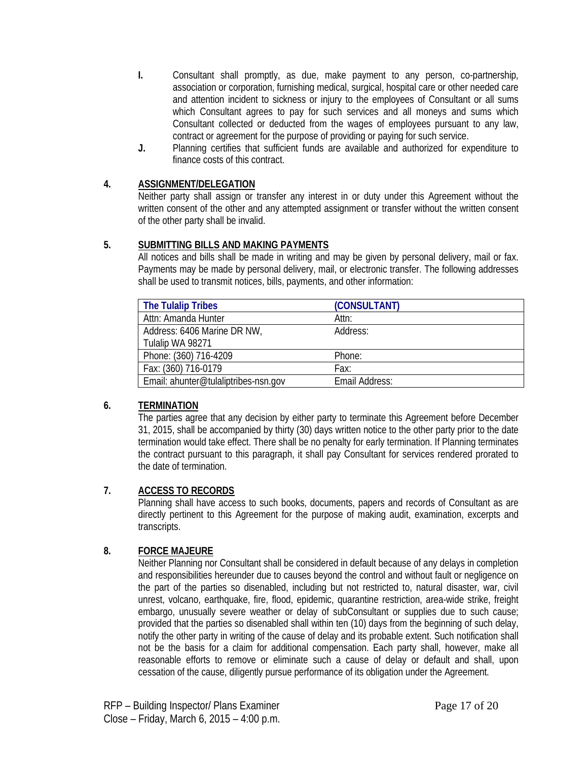**I.** Consultant shall promptly, as due, make payment to any person, co-partnership, association or corporation, furnishing medical, surgical, hospital care or other needed care and attention incident to sickness or injury to the employees of Consultant or all sums which Consultant agrees to pay for such services and all moneys and sums which Consultant collected or deducted from the wages of employees pursuant to any law, contract or agreement for the purpose of providing or paying for such service.

**J.** Planning certifies that sufficient funds are available and authorized for expenditure to finance costs of this contract.

**4. ASSIGNMENT/DELEGATION**

Neither party shall assign or transfer any interest in or duty under this Agreement without the written consent of the other and any attempted assignment or transfer without the written consent of the other party shall be invalid.

**5. SUBMITTING BILLS AND MAKING PAYMENTS**

All notices and bills shall be made in writing and may be given by personal delivery, mail or fax. Payments may be made by personal delivery, mail, or electronic transfer. The following addresses shall be used to transmit notices, bills, payments, and other information:

| The Tulalip Tribes | (CONSULTANT) |
|---|---|
| Attn: Amanda Hunter | Attn: |
| Address: 6406 Marine DR NW, Tulalip WA 98271 | Address: |
| Phone: (360) 716-4209 | Phone: |
| Fax: (360) 716-0179 | Fax: |
| Email: ahunter@tulaliptribes-nsn.gov | Email Address: |

**6. TERMINATION**

The parties agree that any decision by either party to terminate this Agreement before December 31, 2015, shall be accompanied by thirty (30) days written notice to the other party prior to the date termination would take effect. There shall be no penalty for early termination. If Planning terminates the contract pursuant to this paragraph, it shall pay Consultant for services rendered prorated to the date of termination.

**7. ACCESS TO RECORDS**

Planning shall have access to such books, documents, papers and records of Consultant as are directly pertinent to this Agreement for the purpose of making audit, examination, excerpts and transcripts.

**8. FORCE MAJEURE**

Neither Planning nor Consultant shall be considered in default because of any delays in completion and responsibilities hereunder due to causes beyond the control and without fault or negligence on the part of the parties so disenabled, including but not restricted to, natural disaster, war, civil unrest, volcano, earthquake, fire, flood, epidemic, quarantine restriction, area-wide strike, freight embargo, unusually severe weather or delay of subConsultant or supplies due to such cause; provided that the parties so disenabled shall within ten (10) days from the beginning of such delay, notify the other party in writing of the cause of delay and its probable extent. Such notification shall not be the basis for a claim for additional compensation. Each party shall, however, make all reasonable efforts to remove or eliminate such a cause of delay or default and shall, upon cessation of the cause, diligently pursue performance of its obligation under the Agreement.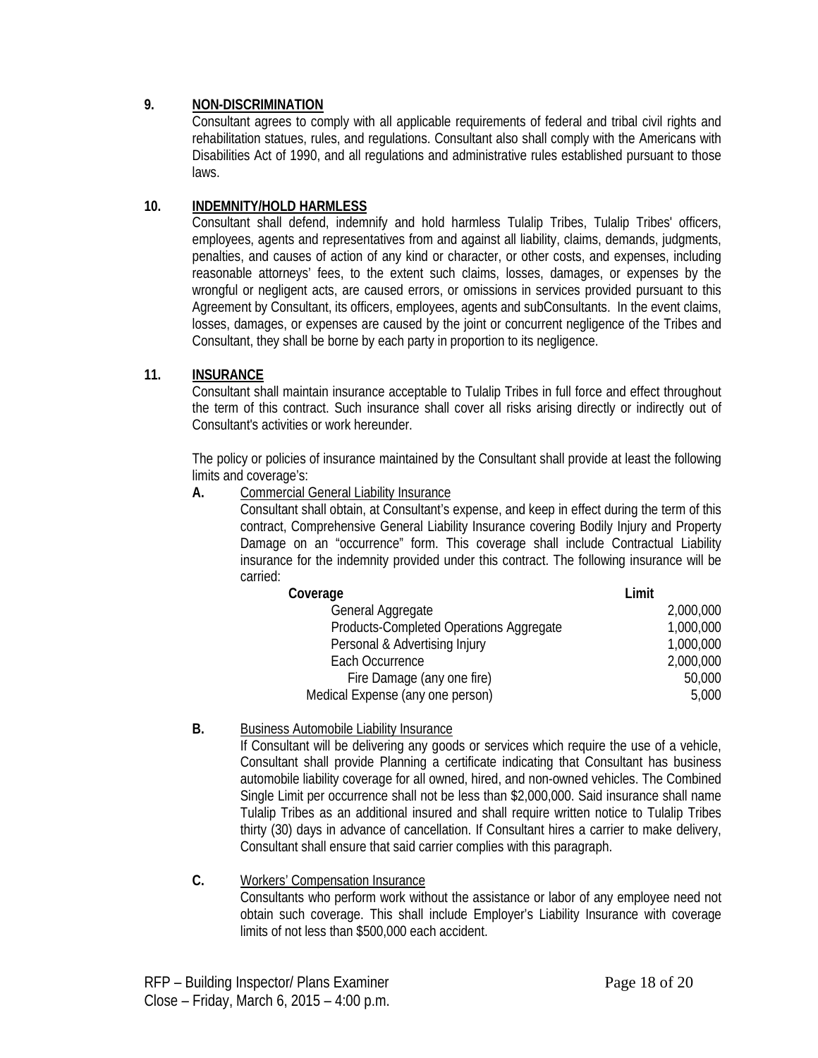**9. NON-DISCRIMINATION**

Consultant agrees to comply with all applicable requirements of federal and tribal civil rights and rehabilitation statues, rules, and regulations. Consultant also shall comply with the Americans with Disabilities Act of 1990, and all regulations and administrative rules established pursuant to those laws.

**10. INDEMNITY/HOLD HARMLESS**

Consultant shall defend, indemnify and hold harmless Tulalip Tribes, Tulalip Tribes' officers, employees, agents and representatives from and against all liability, claims, demands, judgments, penalties, and causes of action of any kind or character, or other costs, and expenses, including reasonable attorneys' fees, to the extent such claims, losses, damages, or expenses by the wrongful or negligent acts, are caused errors, or omissions in services provided pursuant to this Agreement by Consultant, its officers, employees, agents and subConsultants. In the event claims, losses, damages, or expenses are caused by the joint or concurrent negligence of the Tribes and Consultant, they shall be borne by each party in proportion to its negligence.

**11. INSURANCE**

Consultant shall maintain insurance acceptable to Tulalip Tribes in full force and effect throughout the term of this contract. Such insurance shall cover all risks arising directly or indirectly out of Consultant's activities or work hereunder.

The policy or policies of insurance maintained by the Consultant shall provide at least the following limits and coverage's:

**A.** Commercial General Liability Insurance

Consultant shall obtain, at Consultant's expense, and keep in effect during the term of this contract, Comprehensive General Liability Insurance covering Bodily Injury and Property Damage on an "occurrence" form. This coverage shall include Contractual Liability insurance for the indemnity provided under this contract. The following insurance will be carried:

| Coverage | Limit |
|---|---|
| General Aggregate | 2,000,000 |
| Products-Completed Operations Aggregate | 1,000,000 |
| Personal & Advertising Injury | 1,000,000 |
| Each Occurrence | 2,000,000 |
| Fire Damage (any one fire) | 50,000 |
| Medical Expense (any one person) | 5,000 |

**B.** Business Automobile Liability Insurance

If Consultant will be delivering any goods or services which require the use of a vehicle, Consultant shall provide Planning a certificate indicating that Consultant has business automobile liability coverage for all owned, hired, and non-owned vehicles. The Combined Single Limit per occurrence shall not be less than $2,000,000. Said insurance shall name Tulalip Tribes as an additional insured and shall require written notice to Tulalip Tribes thirty (30) days in advance of cancellation. If Consultant hires a carrier to make delivery, Consultant shall ensure that said carrier complies with this paragraph.

**C.** Workers' Compensation Insurance

Consultants who perform work without the assistance or labor of any employee need not obtain such coverage. This shall include Employer's Liability Insurance with coverage limits of not less than $500,000 each accident.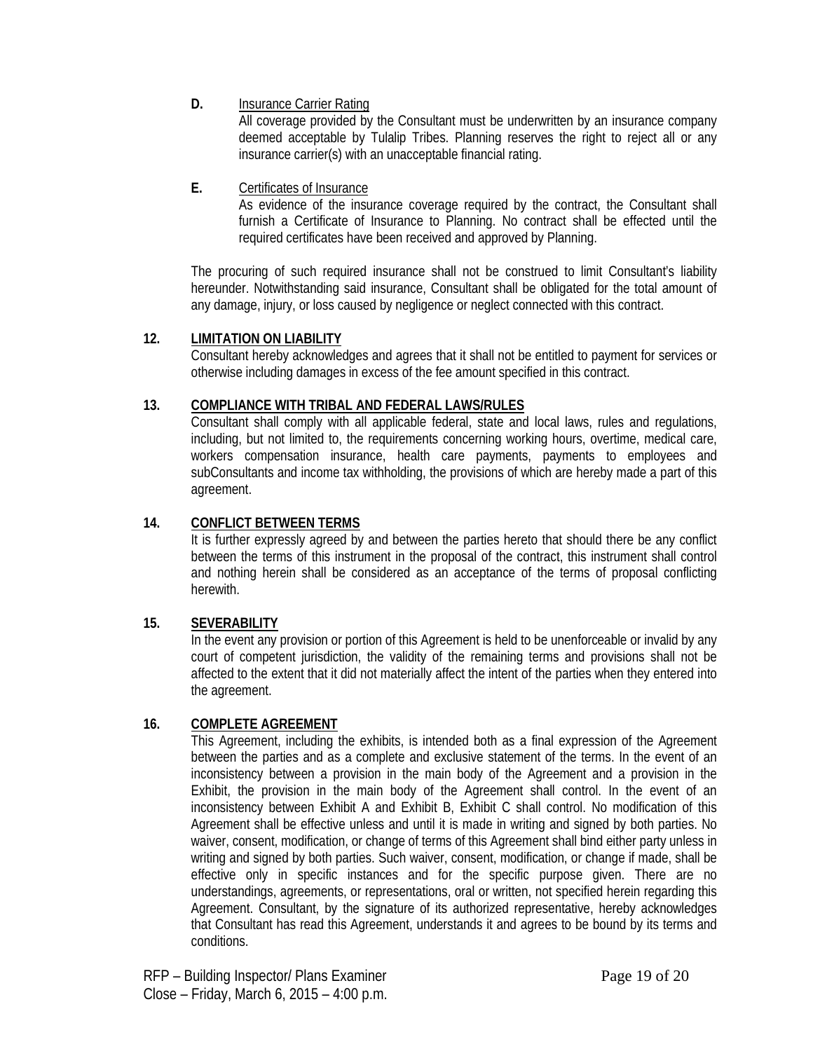**D.** Insurance Carrier Rating

All coverage provided by the Consultant must be underwritten by an insurance company deemed acceptable by Tulalip Tribes. Planning reserves the right to reject all or any insurance carrier(s) with an unacceptable financial rating.

**E.** Certificates of Insurance

As evidence of the insurance coverage required by the contract, the Consultant shall furnish a Certificate of Insurance to Planning. No contract shall be effected until the required certificates have been received and approved by Planning.

The procuring of such required insurance shall not be construed to limit Consultant's liability hereunder. Notwithstanding said insurance, Consultant shall be obligated for the total amount of any damage, injury, or loss caused by negligence or neglect connected with this contract.

**12. LIMITATION ON LIABILITY**

Consultant hereby acknowledges and agrees that it shall not be entitled to payment for services or otherwise including damages in excess of the fee amount specified in this contract.

**13. COMPLIANCE WITH TRIBAL AND FEDERAL LAWS/RULES**

Consultant shall comply with all applicable federal, state and local laws, rules and regulations, including, but not limited to, the requirements concerning working hours, overtime, medical care, workers compensation insurance, health care payments, payments to employees and subConsultants and income tax withholding, the provisions of which are hereby made a part of this agreement.

**14. CONFLICT BETWEEN TERMS**

It is further expressly agreed by and between the parties hereto that should there be any conflict between the terms of this instrument in the proposal of the contract, this instrument shall control and nothing herein shall be considered as an acceptance of the terms of proposal conflicting herewith.

**15. SEVERABILITY**

In the event any provision or portion of this Agreement is held to be unenforceable or invalid by any court of competent jurisdiction, the validity of the remaining terms and provisions shall not be affected to the extent that it did not materially affect the intent of the parties when they entered into the agreement.

**16. COMPLETE AGREEMENT**

This Agreement, including the exhibits, is intended both as a final expression of the Agreement between the parties and as a complete and exclusive statement of the terms. In the event of an inconsistency between a provision in the main body of the Agreement and a provision in the Exhibit, the provision in the main body of the Agreement shall control. In the event of an inconsistency between Exhibit A and Exhibit B, Exhibit C shall control. No modification of this Agreement shall be effective unless and until it is made in writing and signed by both parties. No waiver, consent, modification, or change of terms of this Agreement shall bind either party unless in writing and signed by both parties. Such waiver, consent, modification, or change if made, shall be effective only in specific instances and for the specific purpose given. There are no understandings, agreements, or representations, oral or written, not specified herein regarding this Agreement. Consultant, by the signature of its authorized representative, hereby acknowledges that Consultant has read this Agreement, understands it and agrees to be bound by its terms and conditions.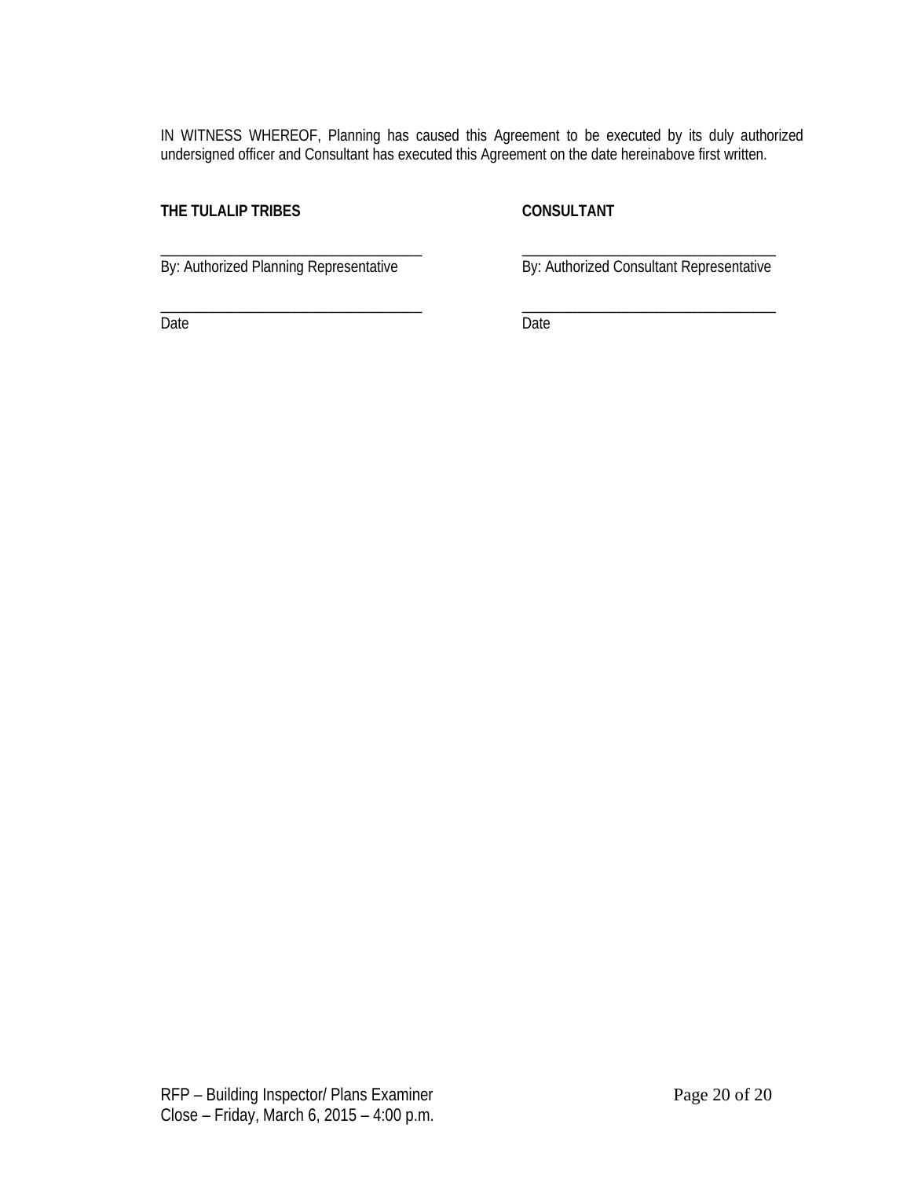IN WITNESS WHEREOF, Planning has caused this Agreement to be executed by its duly authorized undersigned officer and Consultant has executed this Agreement on the date hereinabove first written.

| **THE TULALIP TRIBES** | **CONSULTANT** |
|---|---|
| ___________________________________ | ___________________________________ |
| By: Authorized Planning Representative | By: Authorized Consultant Representative |
| ___________________________________ | ___________________________________ |
| Date | Date |